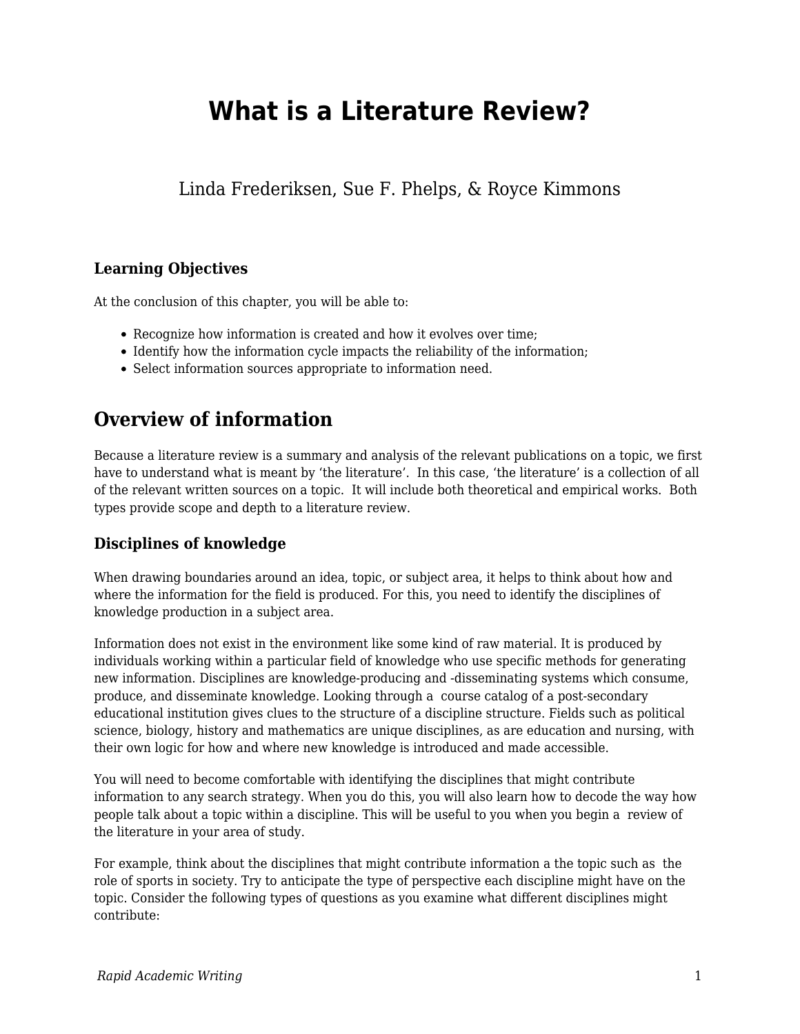# What is a Literature Review?

Linda Frederiksen, Sue F. Phelps, & Royce Kimmons

### Learning Objectives

At the conclusion of this chapter, you will be able to:

- Recognize how information is created and how it evolves over time;
- Identify how the information cycle impacts the reliability of the information;
- Select information sources appropriate to information need.

## Overview of information

Because a literature review is a summary and analysis of the relevant publications on a topic, we first have to understand what is meant by 'the literature'. In this case, 'the literature' is a collection of all of the relevant written sources on a topic. It will include both theoretical and empirical works. Both types provide scope and depth to a literature review.

### Disciplines of knowledge

When drawing boundaries around an idea, topic, or subject area, it helps to think about how and where the information for the field is produced. For this, you need to identify the disciplines of knowledge production in a subject area.

Information does not exist in the environment like some kind of raw material. It is produced by individuals working within a particular field of knowledge who use specific methods for generating new information. Disciplines are knowledge-producing and -disseminating systems which consume, produce, and disseminate knowledge. Looking through a course catalog of a post-secondary educational institution gives clues to the structure of a discipline structure. Fields such as political science, biology, history and mathematics are unique disciplines, as are education and nursing, with their own logic for how and where new knowledge is introduced and made accessible.

You will need to become comfortable with identifying the disciplines that might contribute information to any search strategy. When you do this, you will also learn how to decode the way how people talk about a topic within a discipline. This will be useful to you when you begin a review of the literature in your area of study.

For example, think about the disciplines that might contribute information a the topic such as the role of sports in society. Try to anticipate the type of perspective each discipline might have on the topic. Consider the following types of questions as you examine what different disciplines might contribute: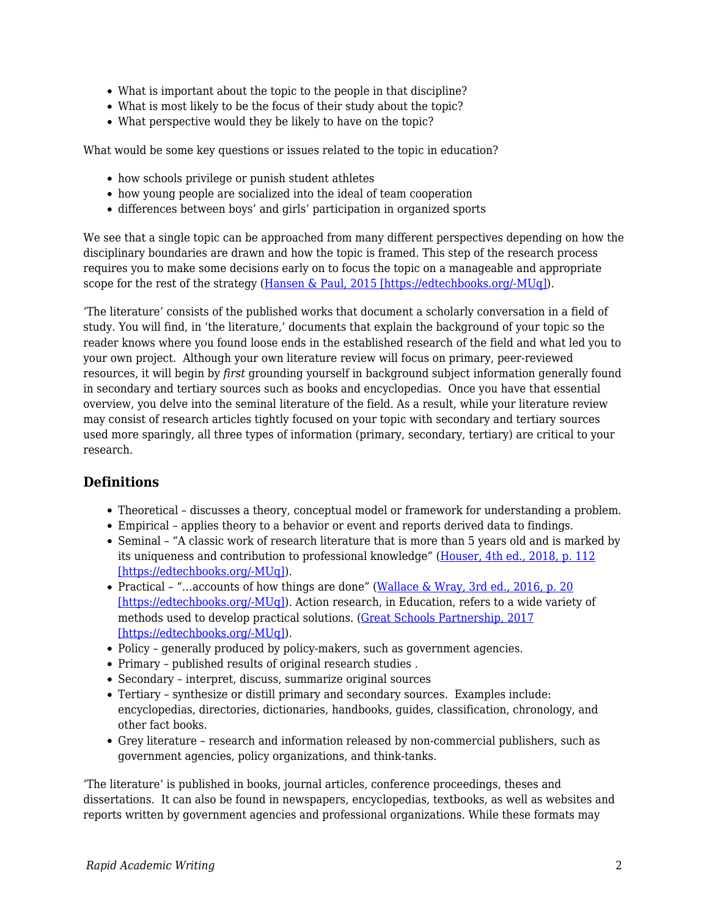- What is important about the topic to the people in that discipline?
- What is most likely to be the focus of their study about the topic?
- What perspective would they be likely to have on the topic?

What would be some key questions or issues related to the topic in education?

- how schools privilege or punish student athletes
- how young people are socialized into the ideal of team cooperation
- differences between boys' and girls' participation in organized sports

We see that a single topic can be approached from many different perspectives depending on how the disciplinary boundaries are drawn and how the topic is framed. This step of the research process requires you to make some decisions early on to focus the topic on a manageable and appropriate scope for the rest of the strategy (Hansen & Paul, 2015 [https://edtechbooks.org/-MUq]).

'The literature' consists of the published works that document a scholarly conversation in a field of study. You will find, in 'the literature,' documents that explain the background of your topic so the reader knows where you found loose ends in the established research of the field and what led you to your own project. Although your own literature review will focus on primary, peer-reviewed resources, it will begin by *first* grounding yourself in background subject information generally found in secondary and tertiary sources such as books and encyclopedias. Once you have that essential overview, you delve into the seminal literature of the field. As a result, while your literature review may consist of research articles tightly focused on your topic with secondary and tertiary sources used more sparingly, all three types of information (primary, secondary, tertiary) are critical to your research.

### Definitions

- Theoretical – discusses a theory, conceptual model or framework for understanding a problem.
- Empirical – applies theory to a behavior or event and reports derived data to findings.
- Seminal – "A classic work of research literature that is more than 5 years old and is marked by its uniqueness and contribution to professional knowledge" (Houser, 4th ed., 2018, p. 112 [https://edtechbooks.org/-MUq]).
- Practical – "…accounts of how things are done" (Wallace & Wray, 3rd ed., 2016, p. 20 [https://edtechbooks.org/-MUq]). Action research, in Education, refers to a wide variety of methods used to develop practical solutions. (Great Schools Partnership, 2017 [https://edtechbooks.org/-MUq]).
- Policy – generally produced by policy-makers, such as government agencies.
- Primary – published results of original research studies .
- Secondary – interpret, discuss, summarize original sources
- Tertiary – synthesize or distill primary and secondary sources. Examples include: encyclopedias, directories, dictionaries, handbooks, guides, classification, chronology, and other fact books.
- Grey literature – research and information released by non-commercial publishers, such as government agencies, policy organizations, and think-tanks.

'The literature' is published in books, journal articles, conference proceedings, theses and dissertations. It can also be found in newspapers, encyclopedias, textbooks, as well as websites and reports written by government agencies and professional organizations. While these formats may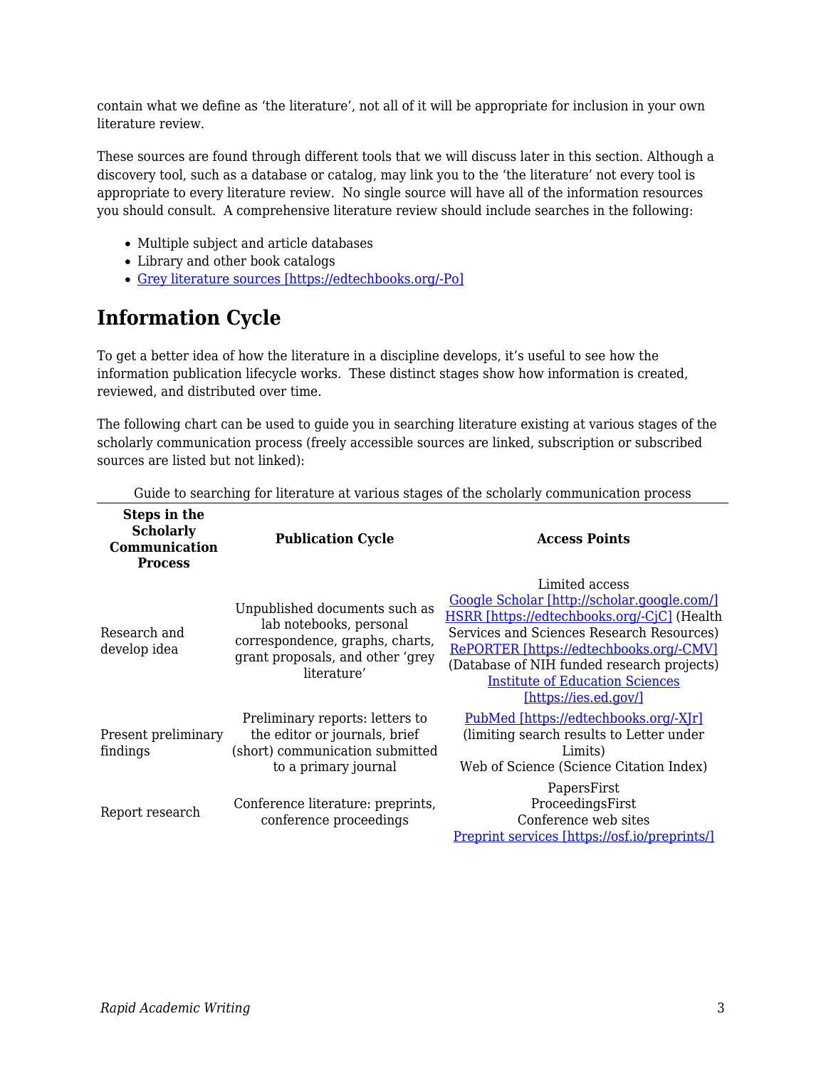contain what we define as 'the literature', not all of it will be appropriate for inclusion in your own literature review.

These sources are found through different tools that we will discuss later in this section. Although a discovery tool, such as a database or catalog, may link you to the 'the literature' not every tool is appropriate to every literature review. No single source will have all of the information resources you should consult. A comprehensive literature review should include searches in the following:

- Multiple subject and article databases
- Library and other book catalogs
- Grey literature sources [https://edtechbooks.org/-Po]

## Information Cycle

To get a better idea of how the literature in a discipline develops, it's useful to see how the information publication lifecycle works. These distinct stages show how information is created, reviewed, and distributed over time.

The following chart can be used to guide you in searching literature existing at various stages of the scholarly communication process (freely accessible sources are linked, subscription or subscribed sources are listed but not linked):

Guide to searching for literature at various stages of the scholarly communication process

| Steps in the Scholarly Communication Process | Publication Cycle | Access Points |
|---|---|---|
| Research and develop idea | Unpublished documents such as lab notebooks, personal correspondence, graphs, charts, grant proposals, and other 'grey literature' | Limited access<br>Google Scholar [http://scholar.google.com/]<br>HSRR [https://edtechbooks.org/-CjC] (Health Services and Sciences Research Resources)<br>RePORTER [https://edtechbooks.org/-CMV] (Database of NIH funded research projects)<br>Institute of Education Sciences [https://ies.ed.gov/] |
| Present preliminary findings | Preliminary reports: letters to the editor or journals, brief (short) communication submitted to a primary journal | PubMed [https://edtechbooks.org/-XJr] (limiting search results to Letter under Limits)<br>Web of Science (Science Citation Index) |
| Report research | Conference literature: preprints, conference proceedings | PapersFirst<br>ProceedingsFirst<br>Conference web sites<br>Preprint services [https://osf.io/preprints/] |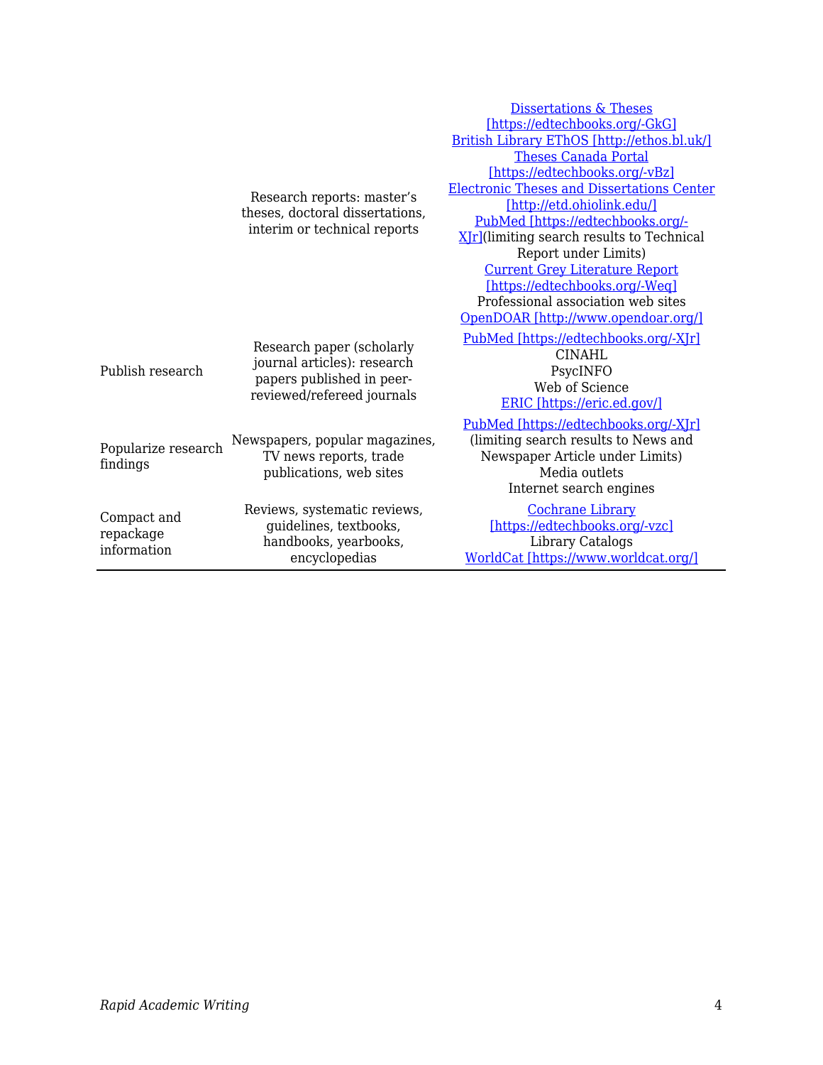| | | |
|---|---|---|
| | Research reports: master's theses, doctoral dissertations, interim or technical reports | [Dissertations & Theses [https://edtechbooks.org/-GkG]](https://edtechbooks.org/-GkG)<br>[British Library EThOS [http://ethos.bl.uk/]](http://ethos.bl.uk/)<br>[Theses Canada Portal [https://edtechbooks.org/-vBz]](https://edtechbooks.org/-vBz)<br>[Electronic Theses and Dissertations Center [http://etd.ohiolink.edu/]](http://etd.ohiolink.edu/)<br>[PubMed [https://edtechbooks.org/-XJr]](https://edtechbooks.org/-XJr)(limiting search results to Technical Report under Limits)<br>[Current Grey Literature Report [https://edtechbooks.org/-Weq]](https://edtechbooks.org/-Weq)<br>Professional association web sites<br>[OpenDOAR [http://www.opendoar.org/]](http://www.opendoar.org/) |
| Publish research | Research paper (scholarly journal articles): research papers published in peer-reviewed/refereed journals | [PubMed [https://edtechbooks.org/-XJr]](https://edtechbooks.org/-XJr)<br>CINAHL<br>PsycINFO<br>Web of Science<br>[ERIC [https://eric.ed.gov/]](https://eric.ed.gov/) |
| Popularize research findings | Newspapers, popular magazines, TV news reports, trade publications, web sites | [PubMed [https://edtechbooks.org/-XJr]](https://edtechbooks.org/-XJr)<br>(limiting search results to News and Newspaper Article under Limits)<br>Media outlets<br>Internet search engines |
| Compact and repackage information | Reviews, systematic reviews, guidelines, textbooks, handbooks, yearbooks, encyclopedias | [Cochrane Library [https://edtechbooks.org/-vzc]](https://edtechbooks.org/-vzc)<br>Library Catalogs<br>[WorldCat [https://www.worldcat.org/]](https://www.worldcat.org/) |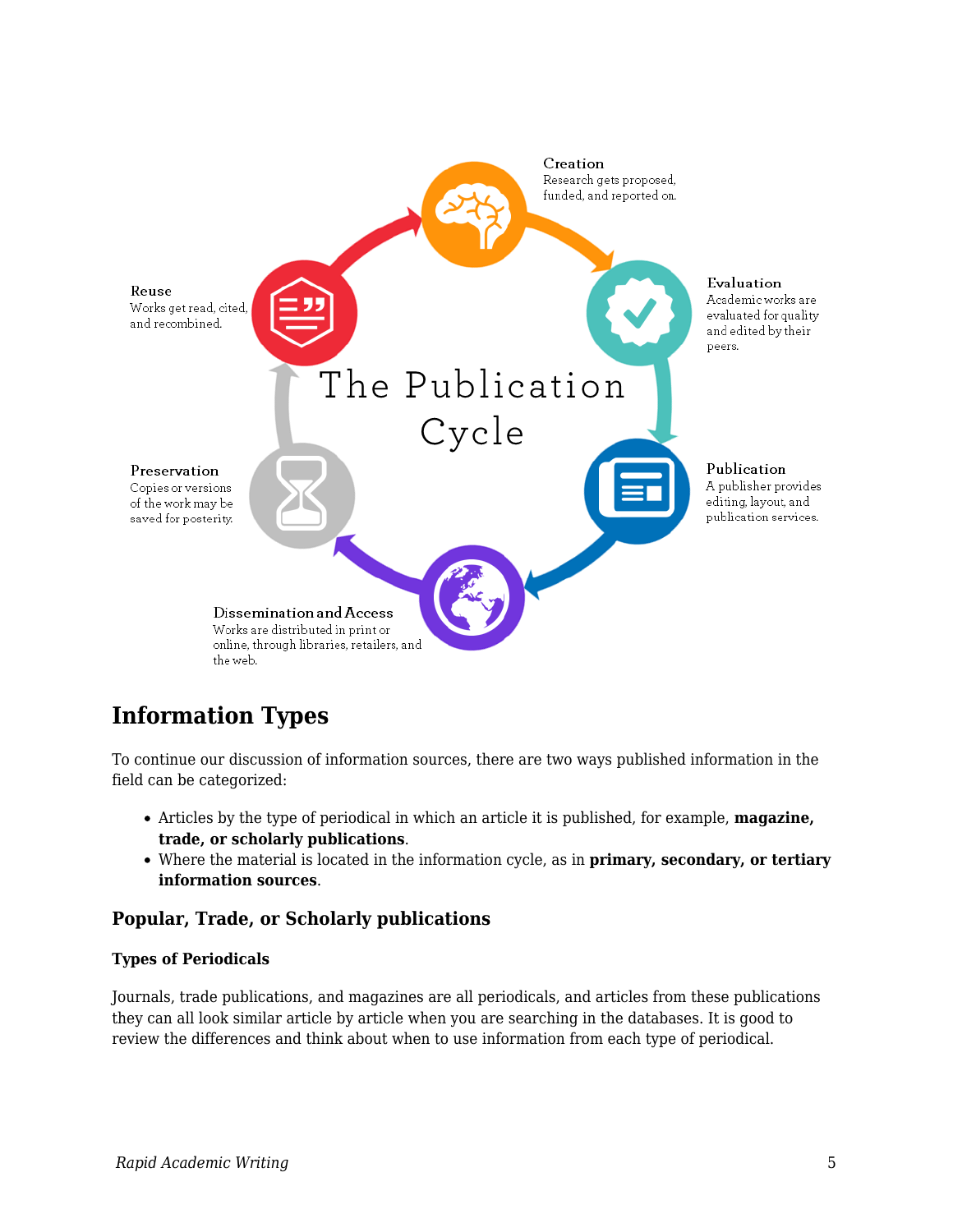The Publication Cycle

Creation
Research gets proposed, funded, and reported on.

Evaluation
Academic works are evaluated for quality and edited by their peers.

Publication
A publisher provides editing, layout, and publication services.

Dissemination and Access
Works are distributed in print or online, through libraries, retailers, and the web.

Preservation
Copies or versions of the work may be saved for posterity.

Reuse
Works get read, cited, and recombined.

## Information Types

To continue our discussion of information sources, there are two ways published information in the field can be categorized:

- Articles by the type of periodical in which an article it is published, for example, **magazine, trade, or scholarly publications**.
- Where the material is located in the information cycle, as in **primary, secondary, or tertiary information sources**.

### Popular, Trade, or Scholarly publications

#### Types of Periodicals

Journals, trade publications, and magazines are all periodicals, and articles from these publications they can all look similar article by article when you are searching in the databases. It is good to review the differences and think about when to use information from each type of periodical.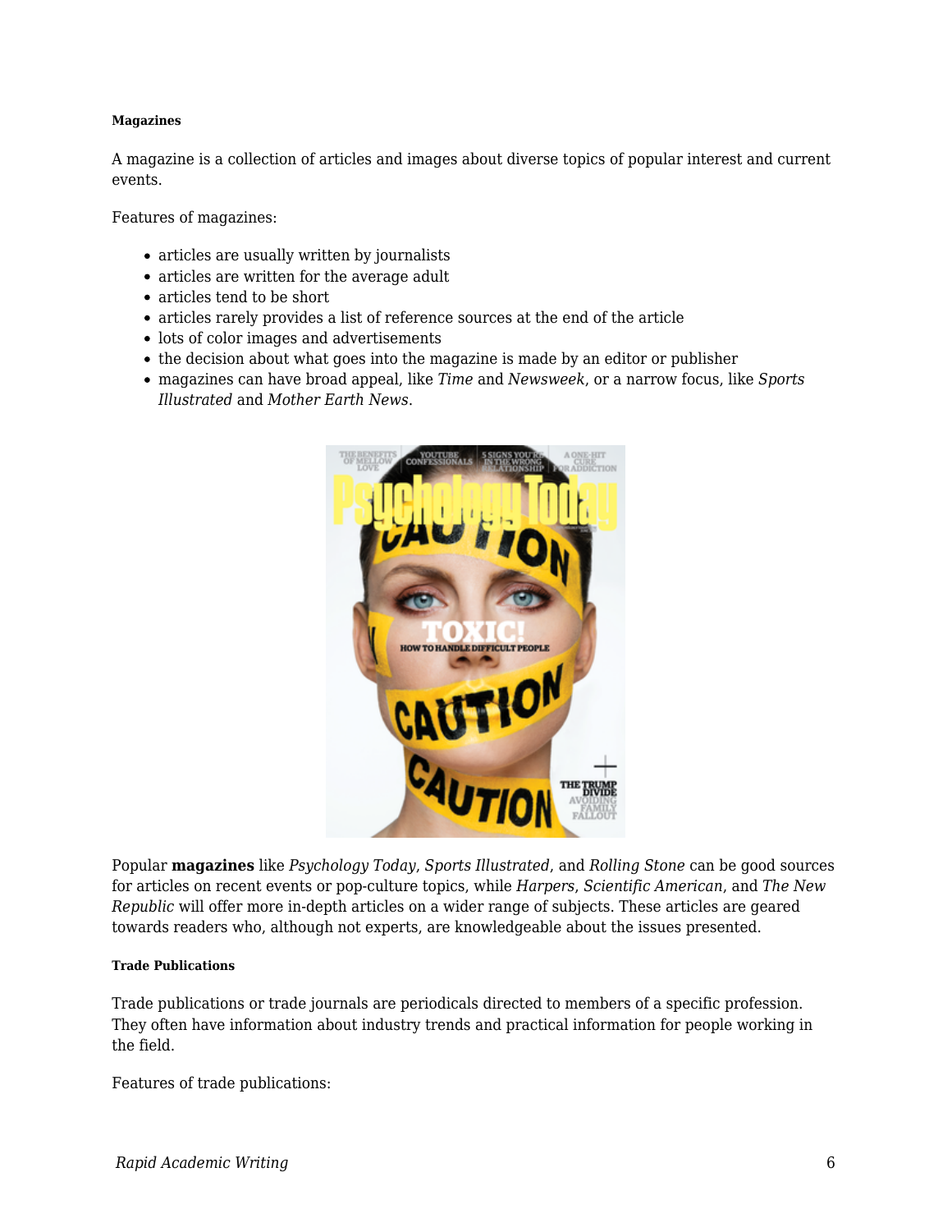#### Magazines

A magazine is a collection of articles and images about diverse topics of popular interest and current events.

Features of magazines:

- articles are usually written by journalists
- articles are written for the average adult
- articles tend to be short
- articles rarely provides a list of reference sources at the end of the article
- lots of color images and advertisements
- the decision about what goes into the magazine is made by an editor or publisher
- magazines can have broad appeal, like *Time* and *Newsweek*, or a narrow focus, like *Sports Illustrated* and *Mother Earth News*.

Popular **magazines** like *Psychology Today*, *Sports Illustrated*, and *Rolling Stone* can be good sources for articles on recent events or pop-culture topics, while *Harpers*, *Scientific American*, and *The New Republic* will offer more in-depth articles on a wider range of subjects. These articles are geared towards readers who, although not experts, are knowledgeable about the issues presented.

#### Trade Publications

Trade publications or trade journals are periodicals directed to members of a specific profession. They often have information about industry trends and practical information for people working in the field.

Features of trade publications: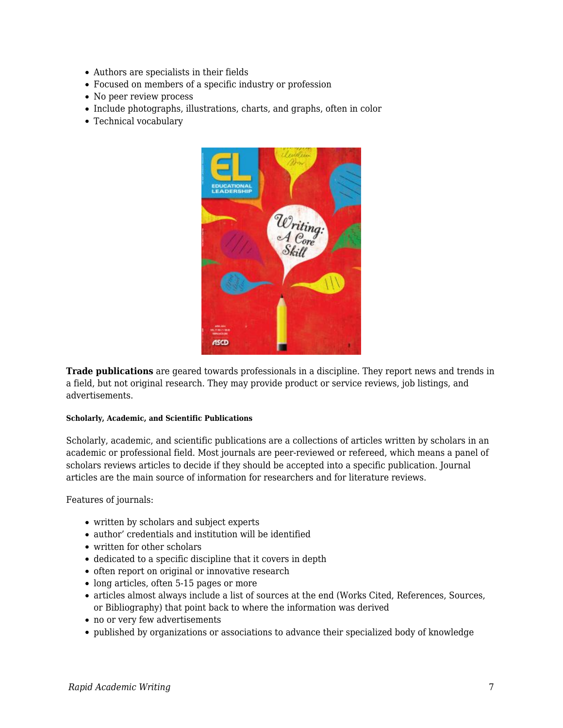- Authors are specialists in their fields
- Focused on members of a specific industry or profession
- No peer review process
- Include photographs, illustrations, charts, and graphs, often in color
- Technical vocabulary

**Trade publications** are geared towards professionals in a discipline. They report news and trends in a field, but not original research. They may provide product or service reviews, job listings, and advertisements.

##### Scholarly, Academic, and Scientific Publications

Scholarly, academic, and scientific publications are a collections of articles written by scholars in an academic or professional field. Most journals are peer-reviewed or refereed, which means a panel of scholars reviews articles to decide if they should be accepted into a specific publication. Journal articles are the main source of information for researchers and for literature reviews.

Features of journals:

- written by scholars and subject experts
- author' credentials and institution will be identified
- written for other scholars
- dedicated to a specific discipline that it covers in depth
- often report on original or innovative research
- long articles, often 5-15 pages or more
- articles almost always include a list of sources at the end (Works Cited, References, Sources, or Bibliography) that point back to where the information was derived
- no or very few advertisements
- published by organizations or associations to advance their specialized body of knowledge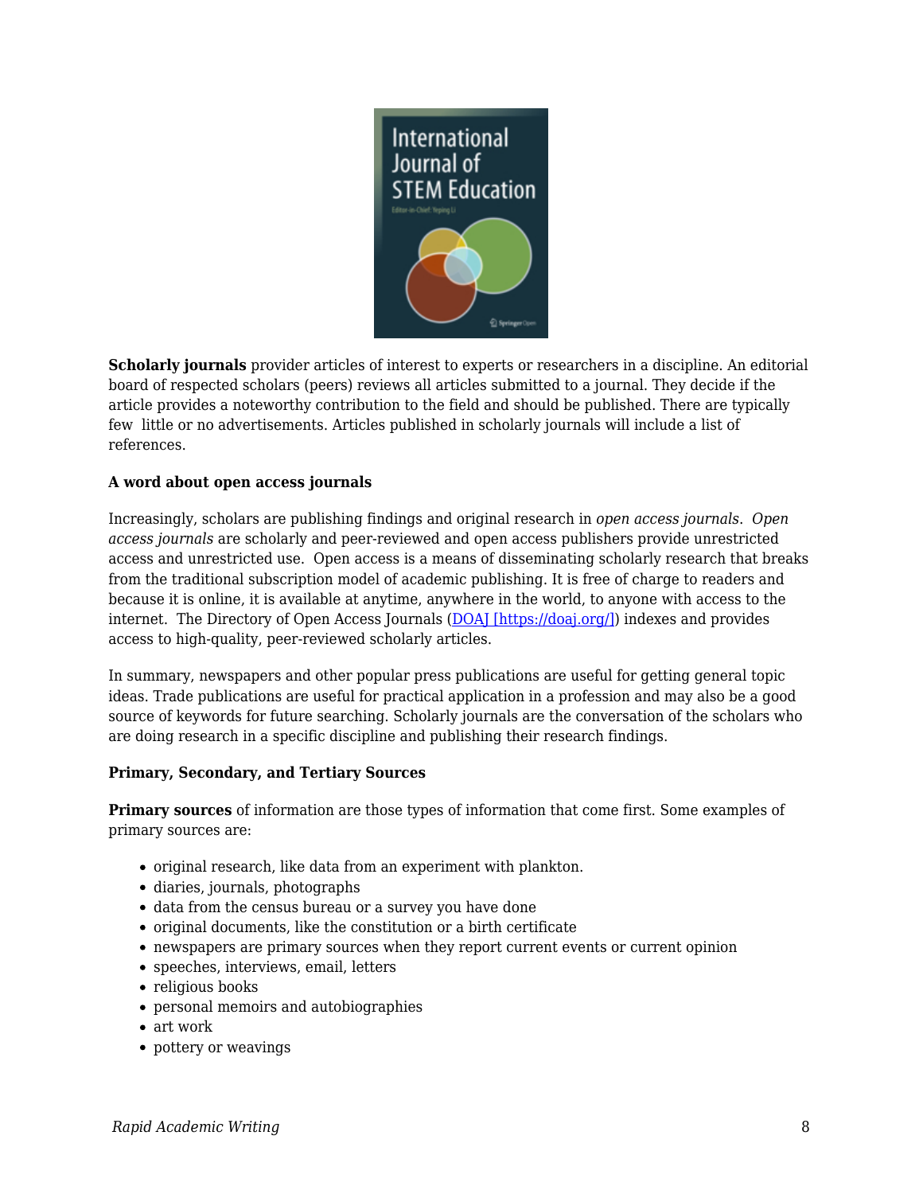**Scholarly journals** provider articles of interest to experts or researchers in a discipline. An editorial board of respected scholars (peers) reviews all articles submitted to a journal. They decide if the article provides a noteworthy contribution to the field and should be published. There are typically few  little or no advertisements. Articles published in scholarly journals will include a list of references.

**A word about open access journals**

Increasingly, scholars are publishing findings and original research in *open access journals*.  *Open access journals* are scholarly and peer-reviewed and open access publishers provide unrestricted access and unrestricted use.  Open access is a means of disseminating scholarly research that breaks from the traditional subscription model of academic publishing. It is free of charge to readers and because it is online, it is available at anytime, anywhere in the world, to anyone with access to the internet.  The Directory of Open Access Journals (DOAJ [https://doaj.org/]) indexes and provides access to high-quality, peer-reviewed scholarly articles.

In summary, newspapers and other popular press publications are useful for getting general topic ideas. Trade publications are useful for practical application in a profession and may also be a good source of keywords for future searching. Scholarly journals are the conversation of the scholars who are doing research in a specific discipline and publishing their research findings.

**Primary, Secondary, and Tertiary Sources**

**Primary sources** of information are those types of information that come first. Some examples of primary sources are:

- original research, like data from an experiment with plankton.
- diaries, journals, photographs
- data from the census bureau or a survey you have done
- original documents, like the constitution or a birth certificate
- newspapers are primary sources when they report current events or current opinion
- speeches, interviews, email, letters
- religious books
- personal memoirs and autobiographies
- art work
- pottery or weavings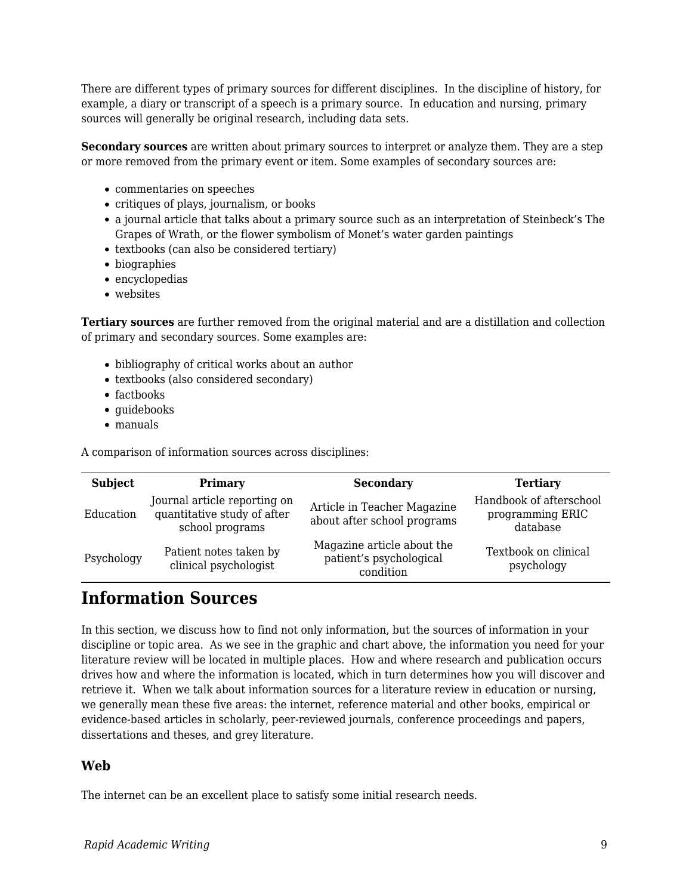There are different types of primary sources for different disciplines. In the discipline of history, for example, a diary or transcript of a speech is a primary source. In education and nursing, primary sources will generally be original research, including data sets.

**Secondary sources** are written about primary sources to interpret or analyze them. They are a step or more removed from the primary event or item. Some examples of secondary sources are:

- commentaries on speeches
- critiques of plays, journalism, or books
- a journal article that talks about a primary source such as an interpretation of Steinbeck's The Grapes of Wrath, or the flower symbolism of Monet's water garden paintings
- textbooks (can also be considered tertiary)
- biographies
- encyclopedias
- websites

**Tertiary sources** are further removed from the original material and are a distillation and collection of primary and secondary sources. Some examples are:

- bibliography of critical works about an author
- textbooks (also considered secondary)
- factbooks
- guidebooks
- manuals

A comparison of information sources across disciplines:

| Subject | Primary | Secondary | Tertiary |
|---|---|---|---|
| Education | Journal article reporting on quantitative study of after school programs | Article in Teacher Magazine about after school programs | Handbook of afterschool programming ERIC database |
| Psychology | Patient notes taken by clinical psychologist | Magazine article about the patient's psychological condition | Textbook on clinical psychology |

## Information Sources

In this section, we discuss how to find not only information, but the sources of information in your discipline or topic area. As we see in the graphic and chart above, the information you need for your literature review will be located in multiple places. How and where research and publication occurs drives how and where the information is located, which in turn determines how you will discover and retrieve it. When we talk about information sources for a literature review in education or nursing, we generally mean these five areas: the internet, reference material and other books, empirical or evidence-based articles in scholarly, peer-reviewed journals, conference proceedings and papers, dissertations and theses, and grey literature.

### Web

The internet can be an excellent place to satisfy some initial research needs.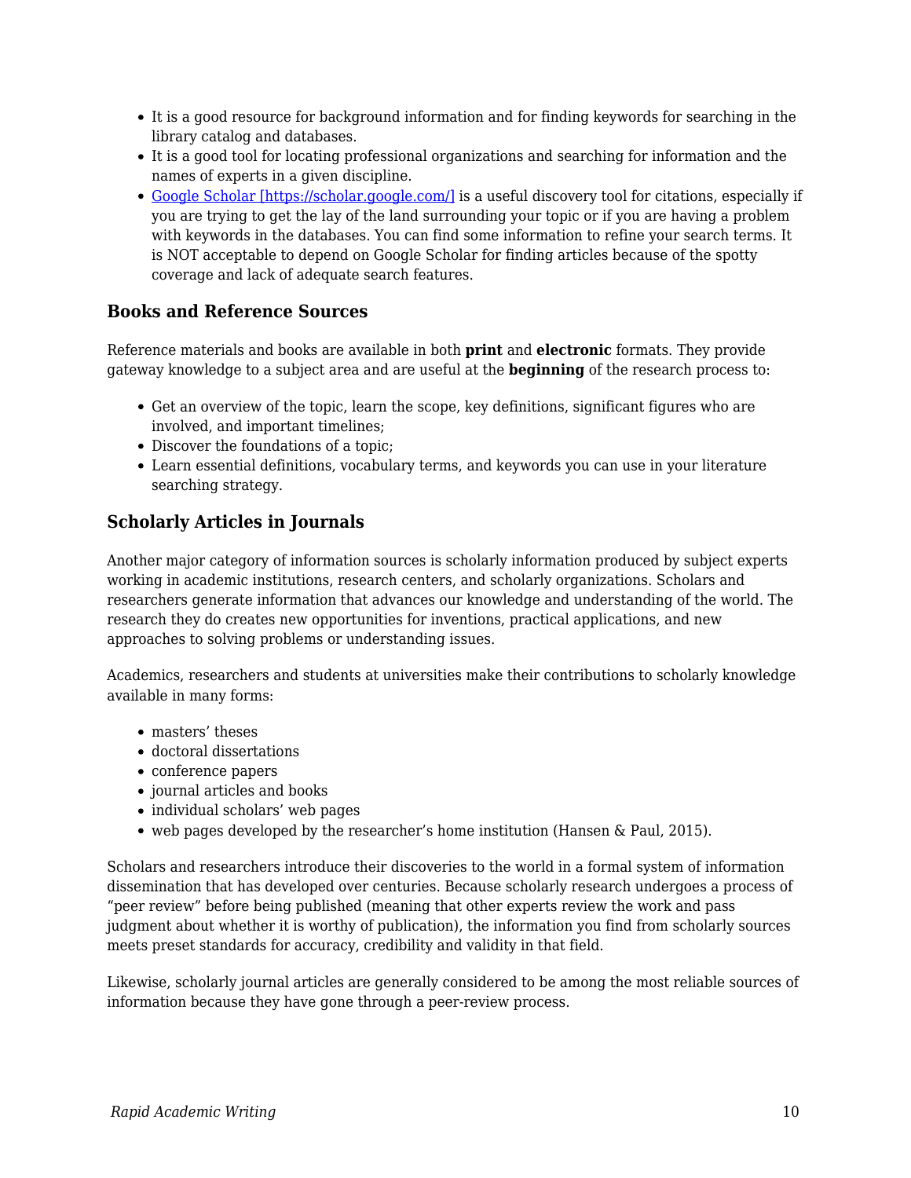- It is a good resource for background information and for finding keywords for searching in the library catalog and databases.
- It is a good tool for locating professional organizations and searching for information and the names of experts in a given discipline.
- [Google Scholar [https://scholar.google.com/]](https://scholar.google.com/) is a useful discovery tool for citations, especially if you are trying to get the lay of the land surrounding your topic or if you are having a problem with keywords in the databases. You can find some information to refine your search terms. It is NOT acceptable to depend on Google Scholar for finding articles because of the spotty coverage and lack of adequate search features.

### Books and Reference Sources

Reference materials and books are available in both **print** and **electronic** formats. They provide gateway knowledge to a subject area and are useful at the **beginning** of the research process to:

- Get an overview of the topic, learn the scope, key definitions, significant figures who are involved, and important timelines;
- Discover the foundations of a topic;
- Learn essential definitions, vocabulary terms, and keywords you can use in your literature searching strategy.

### Scholarly Articles in Journals

Another major category of information sources is scholarly information produced by subject experts working in academic institutions, research centers, and scholarly organizations. Scholars and researchers generate information that advances our knowledge and understanding of the world. The research they do creates new opportunities for inventions, practical applications, and new approaches to solving problems or understanding issues.

Academics, researchers and students at universities make their contributions to scholarly knowledge available in many forms:

- masters' theses
- doctoral dissertations
- conference papers
- journal articles and books
- individual scholars' web pages
- web pages developed by the researcher's home institution (Hansen & Paul, 2015).

Scholars and researchers introduce their discoveries to the world in a formal system of information dissemination that has developed over centuries. Because scholarly research undergoes a process of "peer review" before being published (meaning that other experts review the work and pass judgment about whether it is worthy of publication), the information you find from scholarly sources meets preset standards for accuracy, credibility and validity in that field.

Likewise, scholarly journal articles are generally considered to be among the most reliable sources of information because they have gone through a peer-review process.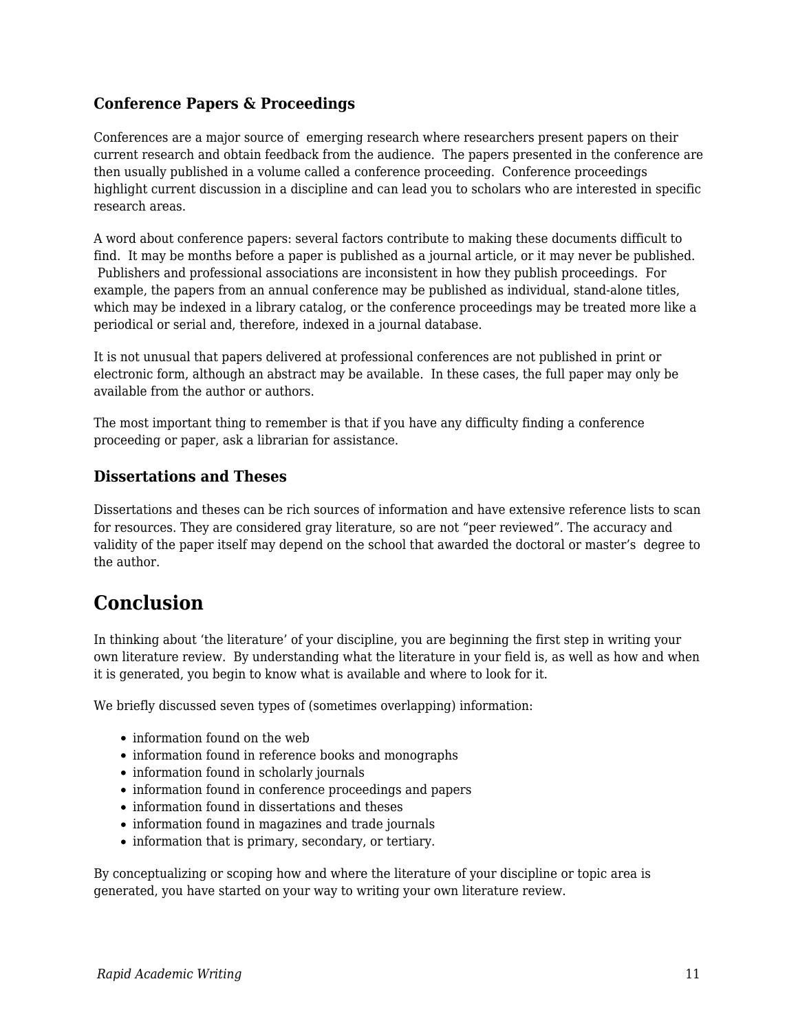### Conference Papers & Proceedings

Conferences are a major source of emerging research where researchers present papers on their current research and obtain feedback from the audience. The papers presented in the conference are then usually published in a volume called a conference proceeding. Conference proceedings highlight current discussion in a discipline and can lead you to scholars who are interested in specific research areas.

A word about conference papers: several factors contribute to making these documents difficult to find. It may be months before a paper is published as a journal article, or it may never be published. Publishers and professional associations are inconsistent in how they publish proceedings. For example, the papers from an annual conference may be published as individual, stand-alone titles, which may be indexed in a library catalog, or the conference proceedings may be treated more like a periodical or serial and, therefore, indexed in a journal database.

It is not unusual that papers delivered at professional conferences are not published in print or electronic form, although an abstract may be available. In these cases, the full paper may only be available from the author or authors.

The most important thing to remember is that if you have any difficulty finding a conference proceeding or paper, ask a librarian for assistance.

### Dissertations and Theses

Dissertations and theses can be rich sources of information and have extensive reference lists to scan for resources. They are considered gray literature, so are not “peer reviewed”. The accuracy and validity of the paper itself may depend on the school that awarded the doctoral or master’s degree to the author.

## Conclusion

In thinking about ‘the literature’ of your discipline, you are beginning the first step in writing your own literature review. By understanding what the literature in your field is, as well as how and when it is generated, you begin to know what is available and where to look for it.

We briefly discussed seven types of (sometimes overlapping) information:

- information found on the web
- information found in reference books and monographs
- information found in scholarly journals
- information found in conference proceedings and papers
- information found in dissertations and theses
- information found in magazines and trade journals
- information that is primary, secondary, or tertiary.

By conceptualizing or scoping how and where the literature of your discipline or topic area is generated, you have started on your way to writing your own literature review.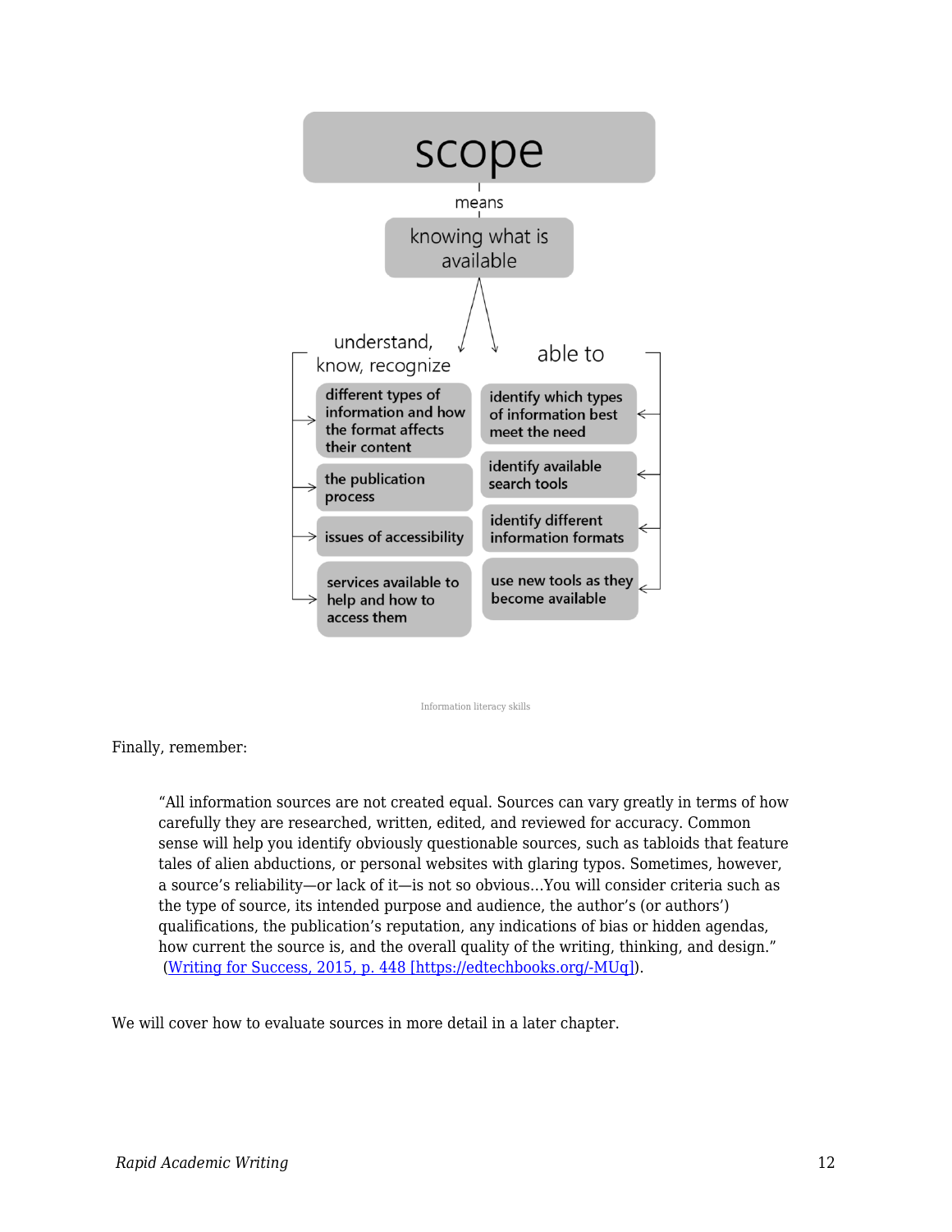scope

means

knowing what is available

understand, know, recognize

- different types of information and how the format affects their content
- the publication process
- issues of accessibility
- services available to help and how to access them

able to

- identify which types of information best meet the need
- identify available search tools
- identify different information formats
- use new tools as they become available

Information literacy skills

Finally, remember:

> "All information sources are not created equal. Sources can vary greatly in terms of how carefully they are researched, written, edited, and reviewed for accuracy. Common sense will help you identify obviously questionable sources, such as tabloids that feature tales of alien abductions, or personal websites with glaring typos. Sometimes, however, a source's reliability—or lack of it—is not so obvious…You will consider criteria such as the type of source, its intended purpose and audience, the author's (or authors') qualifications, the publication's reputation, any indications of bias or hidden agendas, how current the source is, and the overall quality of the writing, thinking, and design." (Writing for Success, 2015, p. 448 [https://edtechbooks.org/-MUq]).

We will cover how to evaluate sources in more detail in a later chapter.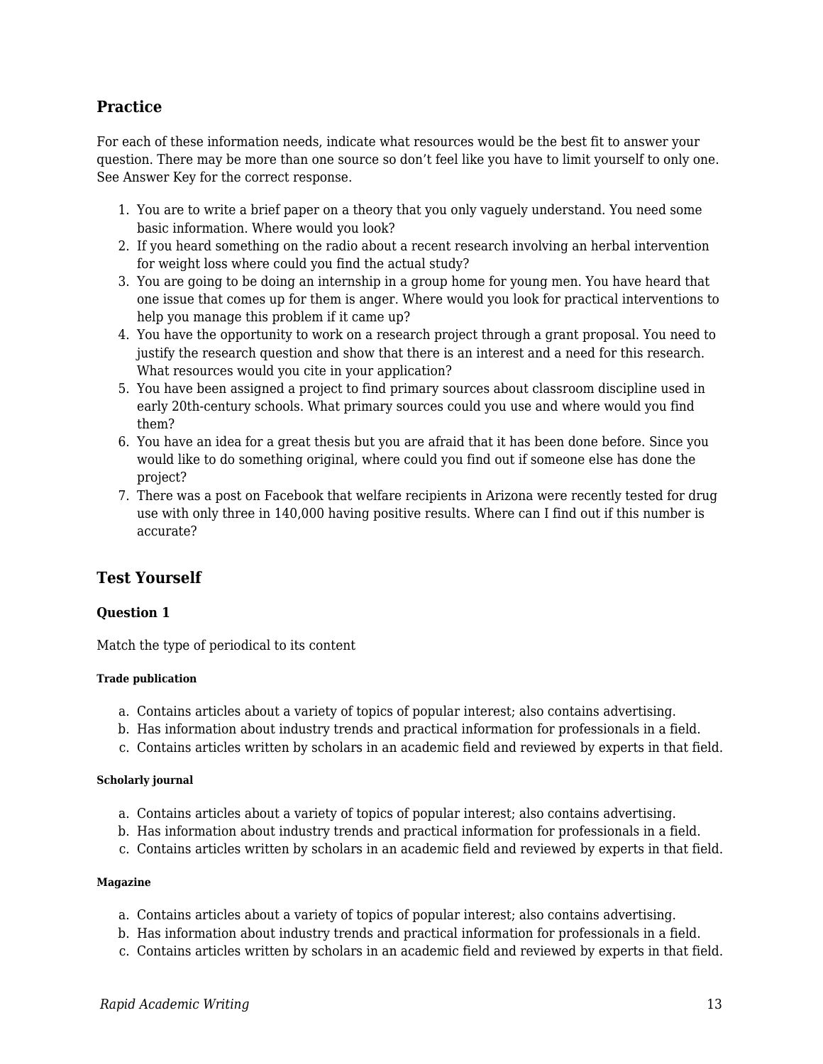## Practice

For each of these information needs, indicate what resources would be the best fit to answer your question. There may be more than one source so don't feel like you have to limit yourself to only one. See Answer Key for the correct response.

1. You are to write a brief paper on a theory that you only vaguely understand. You need some basic information. Where would you look?
2. If you heard something on the radio about a recent research involving an herbal intervention for weight loss where could you find the actual study?
3. You are going to be doing an internship in a group home for young men. You have heard that one issue that comes up for them is anger. Where would you look for practical interventions to help you manage this problem if it came up?
4. You have the opportunity to work on a research project through a grant proposal. You need to justify the research question and show that there is an interest and a need for this research. What resources would you cite in your application?
5. You have been assigned a project to find primary sources about classroom discipline used in early 20th-century schools. What primary sources could you use and where would you find them?
6. You have an idea for a great thesis but you are afraid that it has been done before. Since you would like to do something original, where could you find out if someone else has done the project?
7. There was a post on Facebook that welfare recipients in Arizona were recently tested for drug use with only three in 140,000 having positive results. Where can I find out if this number is accurate?

## Test Yourself

### Question 1

Match the type of periodical to its content

##### Trade publication

a. Contains articles about a variety of topics of popular interest; also contains advertising.
b. Has information about industry trends and practical information for professionals in a field.
c. Contains articles written by scholars in an academic field and reviewed by experts in that field.

##### Scholarly journal

a. Contains articles about a variety of topics of popular interest; also contains advertising.
b. Has information about industry trends and practical information for professionals in a field.
c. Contains articles written by scholars in an academic field and reviewed by experts in that field.

##### Magazine

a. Contains articles about a variety of topics of popular interest; also contains advertising.
b. Has information about industry trends and practical information for professionals in a field.
c. Contains articles written by scholars in an academic field and reviewed by experts in that field.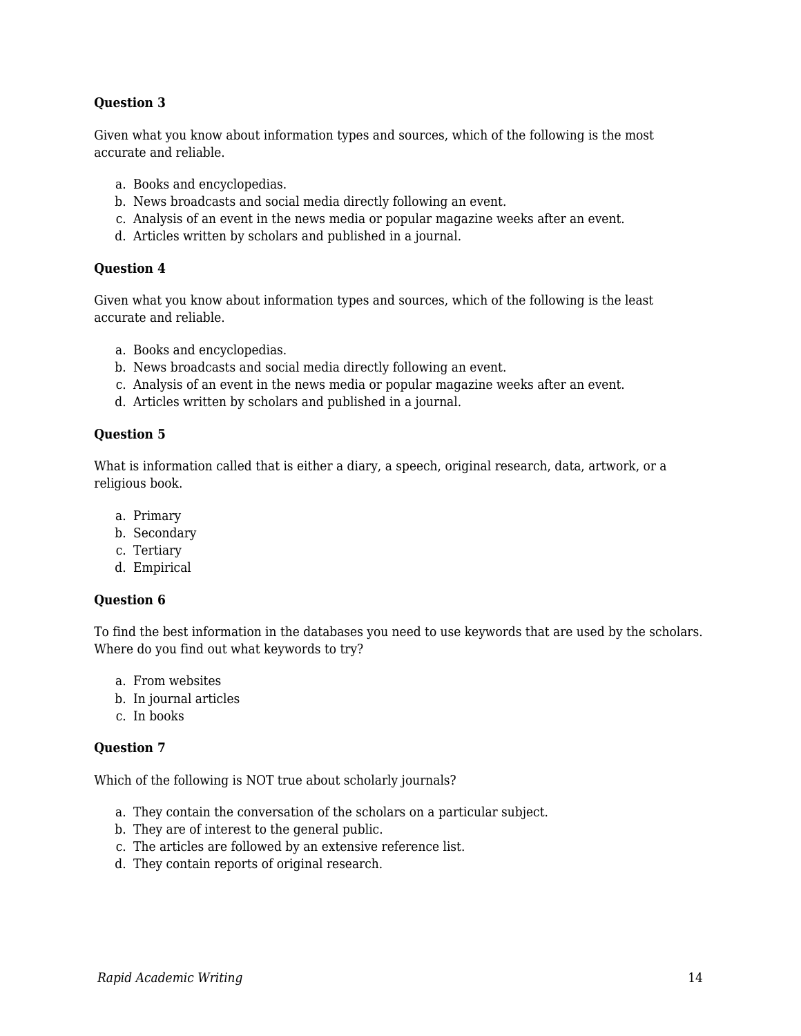**Question 3**

Given what you know about information types and sources, which of the following is the most accurate and reliable.

a. Books and encyclopedias.
b. News broadcasts and social media directly following an event.
c. Analysis of an event in the news media or popular magazine weeks after an event.
d. Articles written by scholars and published in a journal.

**Question 4**

Given what you know about information types and sources, which of the following is the least accurate and reliable.

a. Books and encyclopedias.
b. News broadcasts and social media directly following an event.
c. Analysis of an event in the news media or popular magazine weeks after an event.
d. Articles written by scholars and published in a journal.

**Question 5**

What is information called that is either a diary, a speech, original research, data, artwork, or a religious book.

a. Primary
b. Secondary
c. Tertiary
d. Empirical

**Question 6**

To find the best information in the databases you need to use keywords that are used by the scholars. Where do you find out what keywords to try?

a. From websites
b. In journal articles
c. In books

**Question 7**

Which of the following is NOT true about scholarly journals?

a. They contain the conversation of the scholars on a particular subject.
b. They are of interest to the general public.
c. The articles are followed by an extensive reference list.
d. They contain reports of original research.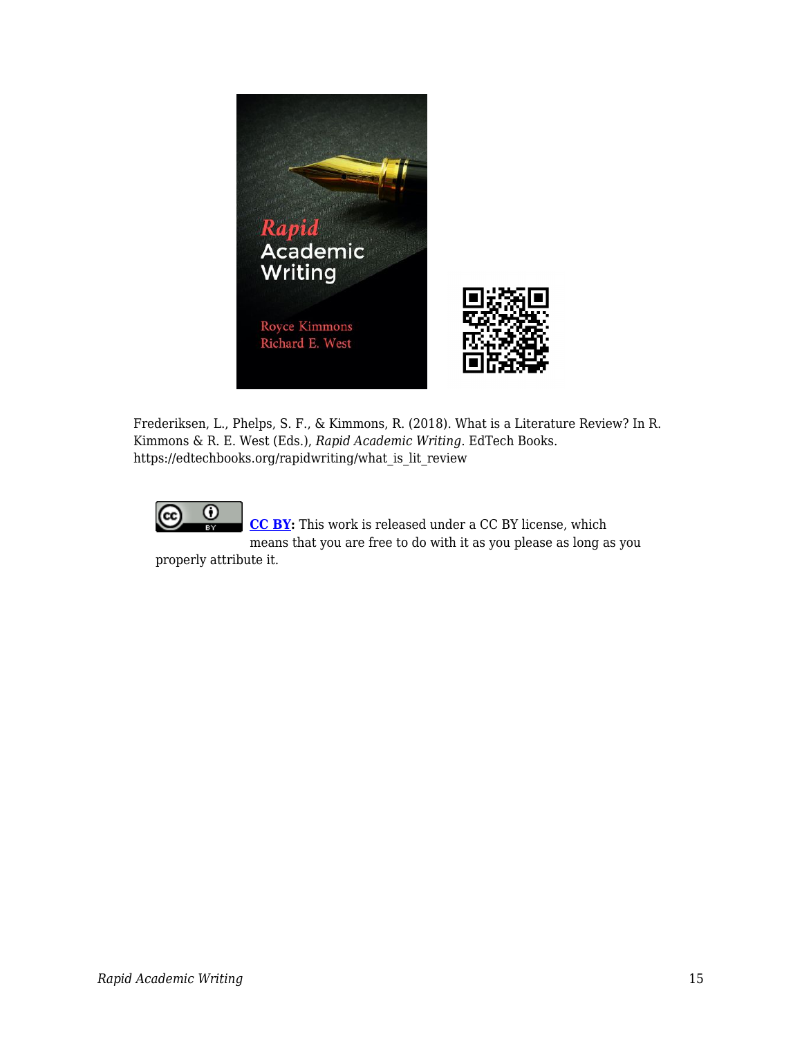Frederiksen, L., Phelps, S. F., & Kimmons, R. (2018). What is a Literature Review? In R. Kimmons & R. E. West (Eds.), *Rapid Academic Writing*. EdTech Books. https://edtechbooks.org/rapidwriting/what_is_lit_review

**CC BY:** This work is released under a CC BY license, which means that you are free to do with it as you please as long as you properly attribute it.